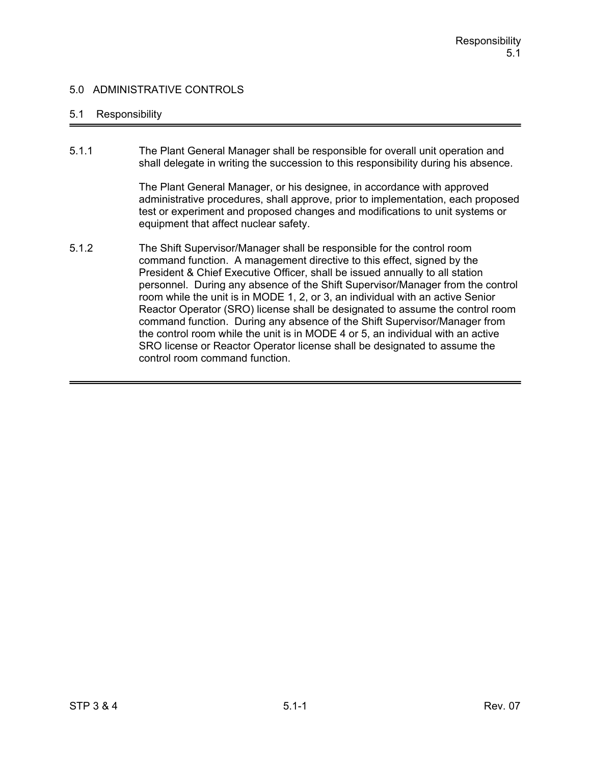# 5.0 ADMINISTRATIVE CONTROLS

## 5.1 Responsibility

5.1.1 The Plant General Manager shall be responsible for overall unit operation and shall delegate in writing the succession to this responsibility during his absence.

The Plant General Manager, or his designee, in accordance with approved administrative procedures, shall approve, prior to implementation, each proposed test or experiment and proposed changes and modifications to unit systems or equipment that affect nuclear safety.

5.1.2 The Shift Supervisor/Manager shall be responsible for the control room command function. A management directive to this effect, signed by the President & Chief Executive Officer, shall be issued annually to all station personnel. During any absence of the Shift Supervisor/Manager from the control room while the unit is in MODE 1, 2, or 3, an individual with an active Senior Reactor Operator (SRO) license shall be designated to assume the control room command function. During any absence of the Shift Supervisor/Manager from the control room while the unit is in MODE 4 or 5, an individual with an active SRO license or Reactor Operator license shall be designated to assume the control room command function.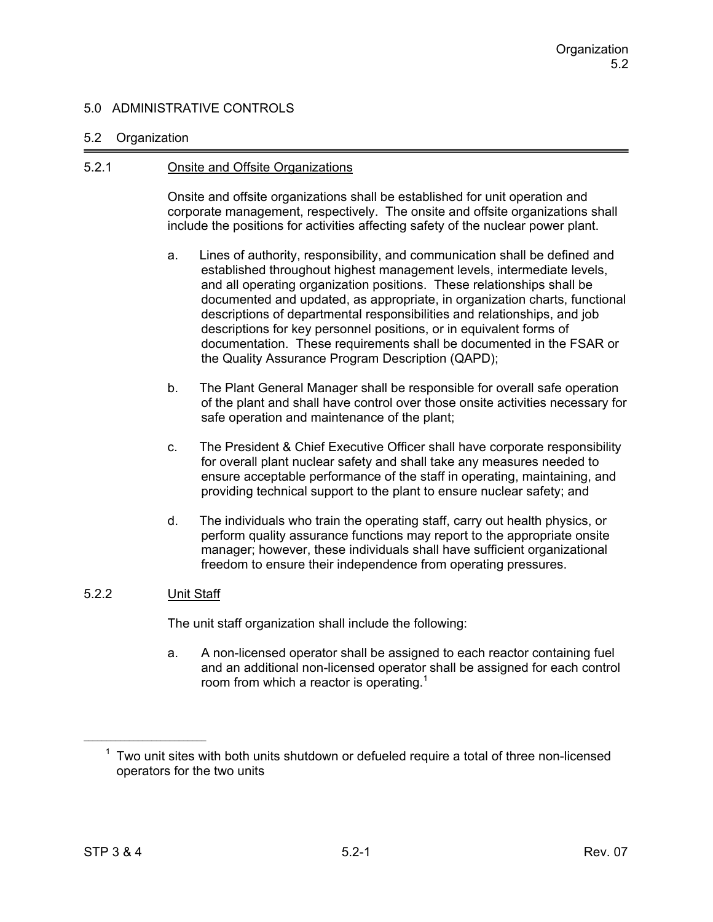# 5.0 ADMINISTRATIVE CONTROLS

## 5.2 Organization

### 5.2.1 Onsite and Offsite Organizations

Onsite and offsite organizations shall be established for unit operation and corporate management, respectively. The onsite and offsite organizations shall include the positions for activities affecting safety of the nuclear power plant.

a. Lines of authority, responsibility, and communication shall be defined and established throughout highest management levels, intermediate levels, and all operating organization positions. These relationships shall be documented and updated, as appropriate, in organization charts, functional descriptions of departmental responsibilities and relationships, and job descriptions for key personnel positions, or in equivalent forms of documentation. These requirements shall be documented in the FSAR or the Quality Assurance Program Description (QAPD);

b. The Plant General Manager shall be responsible for overall safe operation of the plant and shall have control over those onsite activities necessary for safe operation and maintenance of the plant;

c. The President & Chief Executive Officer shall have corporate responsibility for overall plant nuclear safety and shall take any measures needed to ensure acceptable performance of the staff in operating, maintaining, and providing technical support to the plant to ensure nuclear safety; and

d. The individuals who train the operating staff, carry out health physics, or perform quality assurance functions may report to the appropriate onsite manager; however, these individuals shall have sufficient organizational freedom to ensure their independence from operating pressures.

### 5.2.2 Unit Staff

The unit staff organization shall include the following:

a. A non-licensed operator shall be assigned to each reactor containing fuel and an additional non-licensed operator shall be assigned for each control room from which a reactor is operating.[1]

---

[1] Two unit sites with both units shutdown or defueled require a total of three non-licensed operators for the two units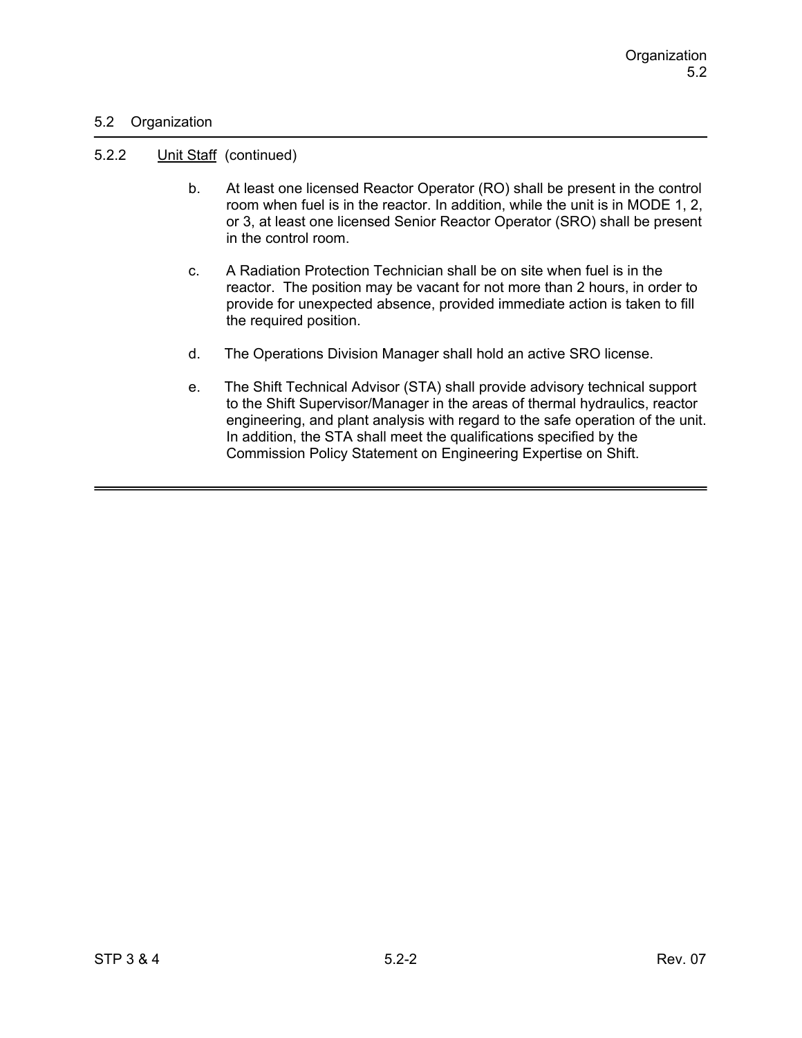## 5.2 Organization

### 5.2.2 Unit Staff (continued)

b. At least one licensed Reactor Operator (RO) shall be present in the control room when fuel is in the reactor. In addition, while the unit is in MODE 1, 2, or 3, at least one licensed Senior Reactor Operator (SRO) shall be present in the control room.

c. A Radiation Protection Technician shall be on site when fuel is in the reactor. The position may be vacant for not more than 2 hours, in order to provide for unexpected absence, provided immediate action is taken to fill the required position.

d. The Operations Division Manager shall hold an active SRO license.

e. The Shift Technical Advisor (STA) shall provide advisory technical support to the Shift Supervisor/Manager in the areas of thermal hydraulics, reactor engineering, and plant analysis with regard to the safe operation of the unit. In addition, the STA shall meet the qualifications specified by the Commission Policy Statement on Engineering Expertise on Shift.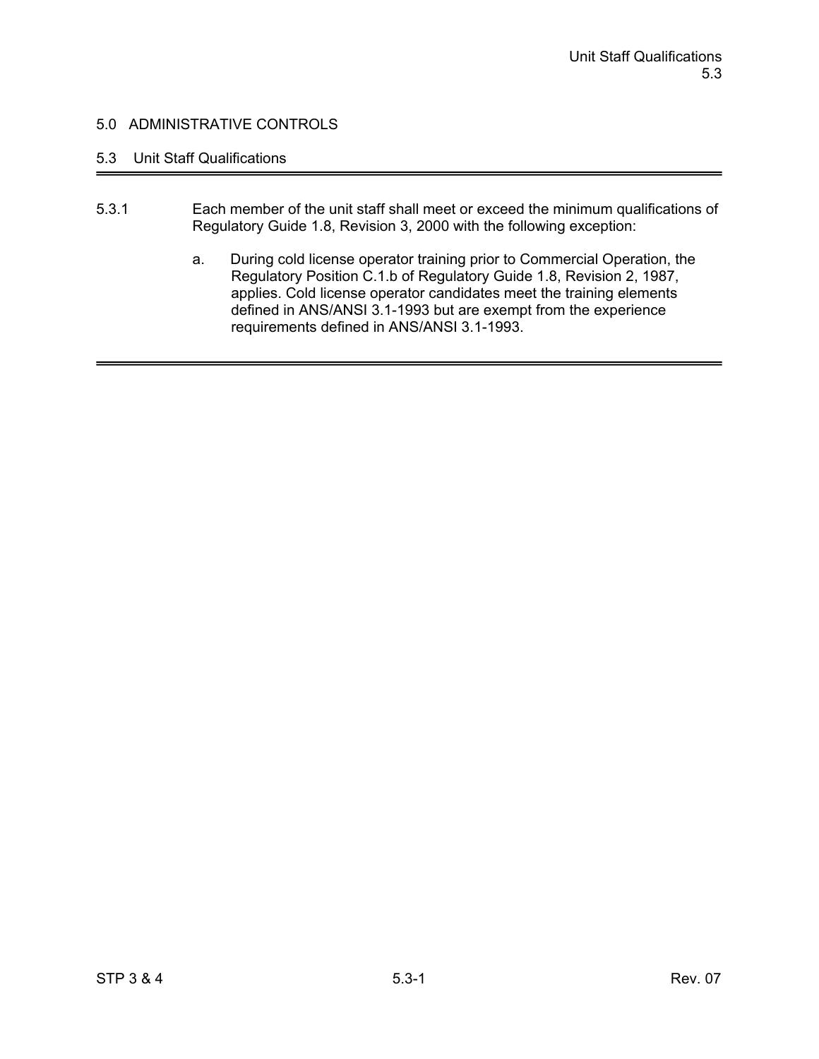# 5.0 ADMINISTRATIVE CONTROLS

## 5.3 Unit Staff Qualifications

5.3.1 Each member of the unit staff shall meet or exceed the minimum qualifications of Regulatory Guide 1.8, Revision 3, 2000 with the following exception:

a. During cold license operator training prior to Commercial Operation, the Regulatory Position C.1.b of Regulatory Guide 1.8, Revision 2, 1987, applies. Cold license operator candidates meet the training elements defined in ANS/ANSI 3.1-1993 but are exempt from the experience requirements defined in ANS/ANSI 3.1-1993.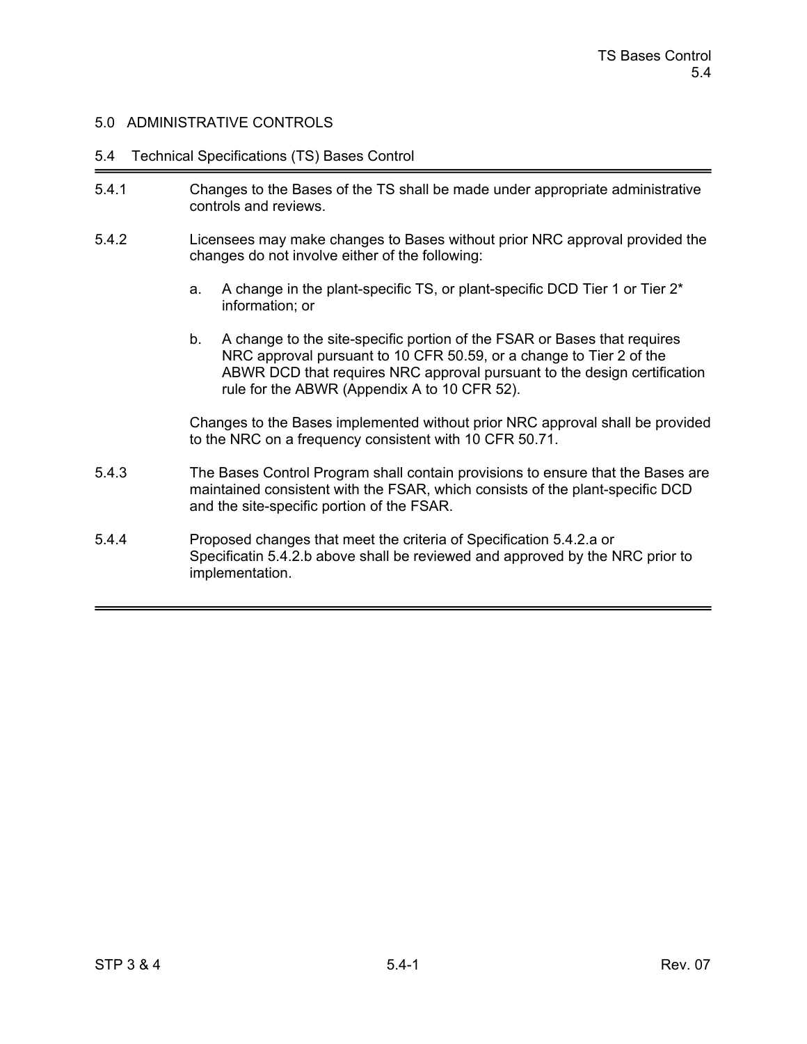## 5.0 ADMINISTRATIVE CONTROLS

### 5.4 Technical Specifications (TS) Bases Control

5.4.1 Changes to the Bases of the TS shall be made under appropriate administrative controls and reviews.

5.4.2 Licensees may make changes to Bases without prior NRC approval provided the changes do not involve either of the following:

a. A change in the plant-specific TS, or plant-specific DCD Tier 1 or Tier 2* information; or

b. A change to the site-specific portion of the FSAR or Bases that requires NRC approval pursuant to 10 CFR 50.59, or a change to Tier 2 of the ABWR DCD that requires NRC approval pursuant to the design certification rule for the ABWR (Appendix A to 10 CFR 52).

Changes to the Bases implemented without prior NRC approval shall be provided to the NRC on a frequency consistent with 10 CFR 50.71.

5.4.3 The Bases Control Program shall contain provisions to ensure that the Bases are maintained consistent with the FSAR, which consists of the plant-specific DCD and the site-specific portion of the FSAR.

5.4.4 Proposed changes that meet the criteria of Specification 5.4.2.a or Specificatin 5.4.2.b above shall be reviewed and approved by the NRC prior to implementation.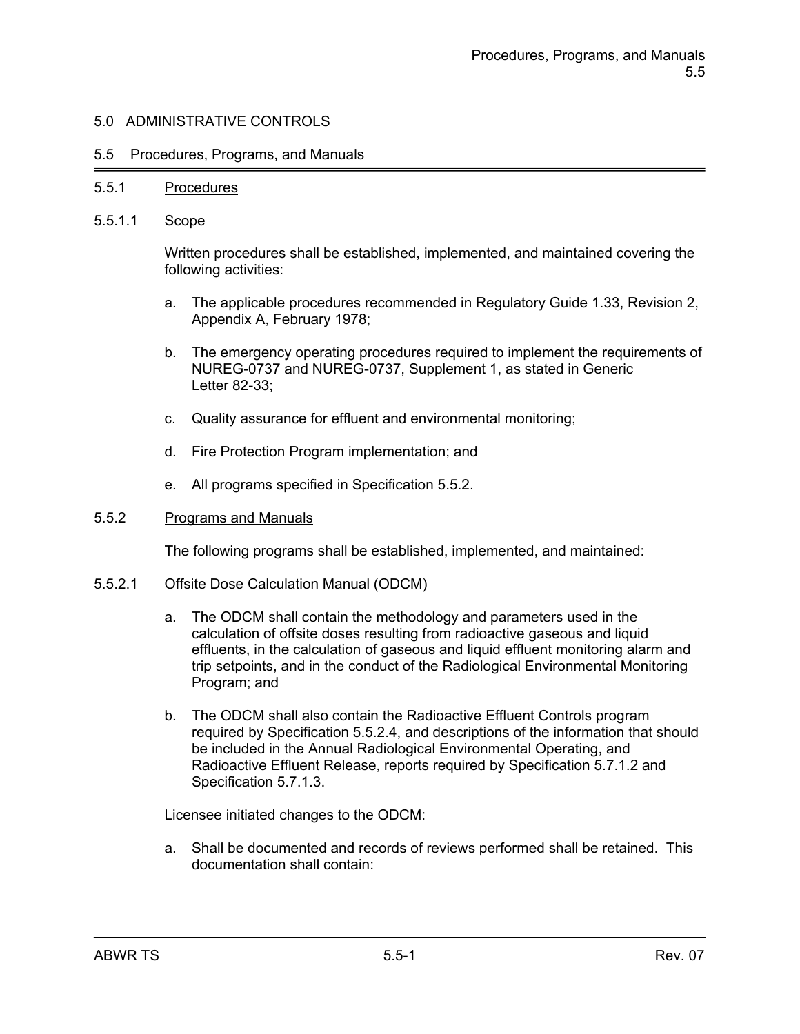## 5.0 ADMINISTRATIVE CONTROLS

### 5.5 Procedures, Programs, and Manuals

5.5.1 <u>Procedures</u>

5.5.1.1 Scope

Written procedures shall be established, implemented, and maintained covering the following activities:

a. The applicable procedures recommended in Regulatory Guide 1.33, Revision 2, Appendix A, February 1978;

b. The emergency operating procedures required to implement the requirements of NUREG-0737 and NUREG-0737, Supplement 1, as stated in Generic Letter 82-33;

c. Quality assurance for effluent and environmental monitoring;

d. Fire Protection Program implementation; and

e. All programs specified in Specification 5.5.2.

5.5.2 <u>Programs and Manuals</u>

The following programs shall be established, implemented, and maintained:

5.5.2.1 Offsite Dose Calculation Manual (ODCM)

a. The ODCM shall contain the methodology and parameters used in the calculation of offsite doses resulting from radioactive gaseous and liquid effluents, in the calculation of gaseous and liquid effluent monitoring alarm and trip setpoints, and in the conduct of the Radiological Environmental Monitoring Program; and

b. The ODCM shall also contain the Radioactive Effluent Controls program required by Specification 5.5.2.4, and descriptions of the information that should be included in the Annual Radiological Environmental Operating, and Radioactive Effluent Release, reports required by Specification 5.7.1.2 and Specification 5.7.1.3.

Licensee initiated changes to the ODCM:

a. Shall be documented and records of reviews performed shall be retained. This documentation shall contain: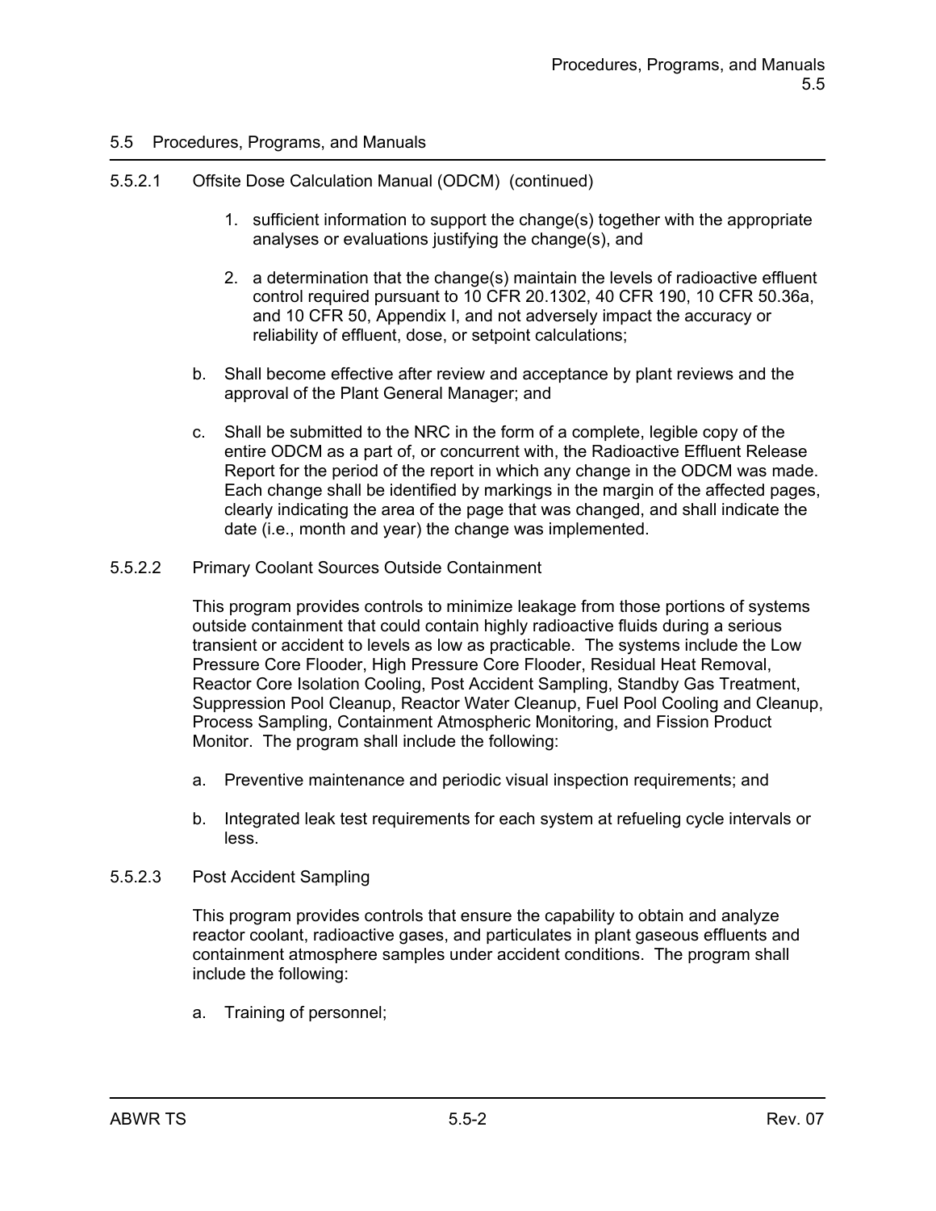## 5.5 Procedures, Programs, and Manuals

### 5.5.2.1 Offsite Dose Calculation Manual (ODCM) (continued)

1. sufficient information to support the change(s) together with the appropriate analyses or evaluations justifying the change(s), and

2. a determination that the change(s) maintain the levels of radioactive effluent control required pursuant to 10 CFR 20.1302, 40 CFR 190, 10 CFR 50.36a, and 10 CFR 50, Appendix I, and not adversely impact the accuracy or reliability of effluent, dose, or setpoint calculations;

b. Shall become effective after review and acceptance by plant reviews and the approval of the Plant General Manager; and

c. Shall be submitted to the NRC in the form of a complete, legible copy of the entire ODCM as a part of, or concurrent with, the Radioactive Effluent Release Report for the period of the report in which any change in the ODCM was made. Each change shall be identified by markings in the margin of the affected pages, clearly indicating the area of the page that was changed, and shall indicate the date (i.e., month and year) the change was implemented.

### 5.5.2.2 Primary Coolant Sources Outside Containment

This program provides controls to minimize leakage from those portions of systems outside containment that could contain highly radioactive fluids during a serious transient or accident to levels as low as practicable. The systems include the Low Pressure Core Flooder, High Pressure Core Flooder, Residual Heat Removal, Reactor Core Isolation Cooling, Post Accident Sampling, Standby Gas Treatment, Suppression Pool Cleanup, Reactor Water Cleanup, Fuel Pool Cooling and Cleanup, Process Sampling, Containment Atmospheric Monitoring, and Fission Product Monitor. The program shall include the following:

a. Preventive maintenance and periodic visual inspection requirements; and

b. Integrated leak test requirements for each system at refueling cycle intervals or less.

### 5.5.2.3 Post Accident Sampling

This program provides controls that ensure the capability to obtain and analyze reactor coolant, radioactive gases, and particulates in plant gaseous effluents and containment atmosphere samples under accident conditions. The program shall include the following:

a. Training of personnel;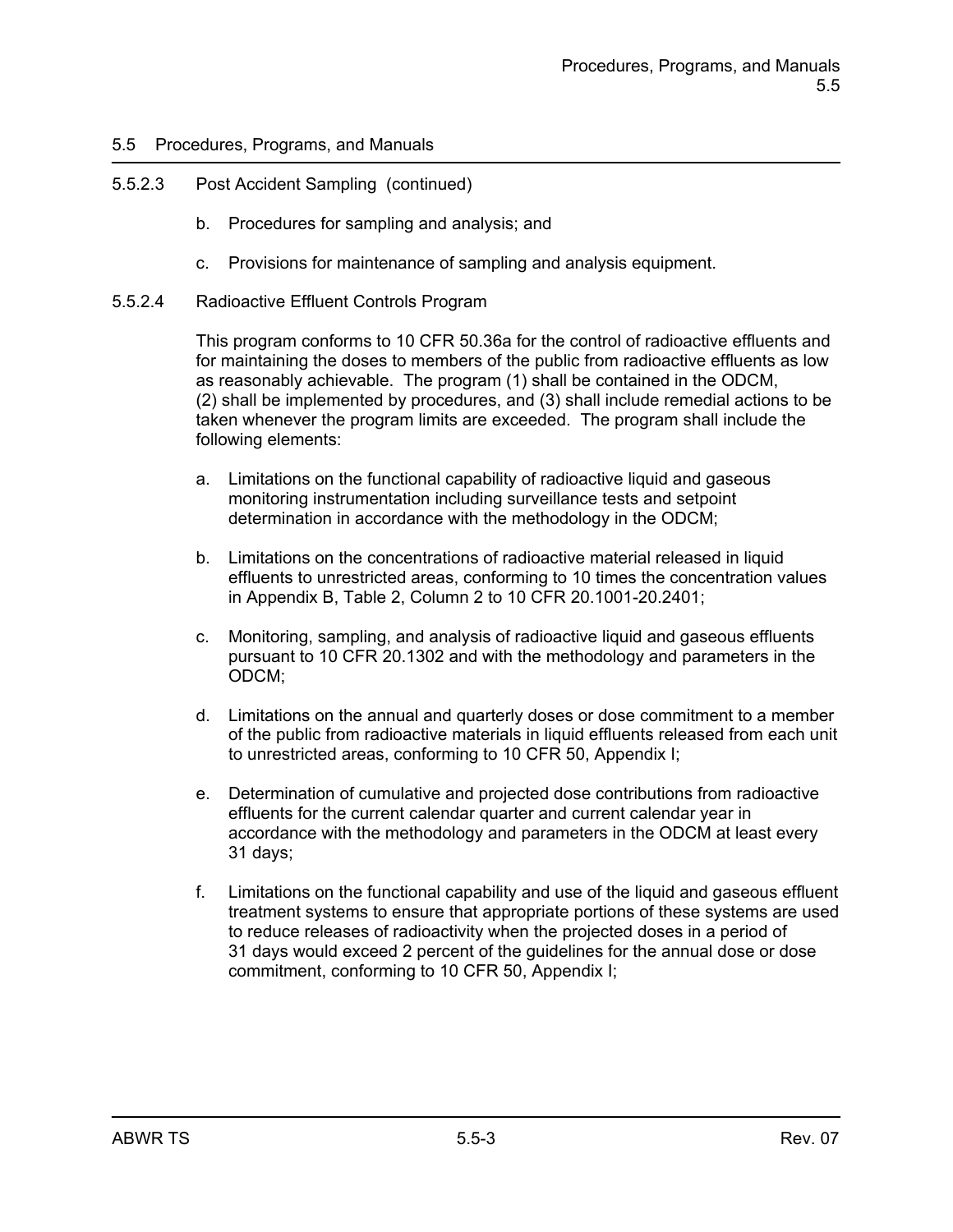## 5.5 Procedures, Programs, and Manuals

5.5.2.3 Post Accident Sampling (continued)

b. Procedures for sampling and analysis; and

c. Provisions for maintenance of sampling and analysis equipment.

5.5.2.4 Radioactive Effluent Controls Program

This program conforms to 10 CFR 50.36a for the control of radioactive effluents and for maintaining the doses to members of the public from radioactive effluents as low as reasonably achievable. The program (1) shall be contained in the ODCM, (2) shall be implemented by procedures, and (3) shall include remedial actions to be taken whenever the program limits are exceeded. The program shall include the following elements:

a. Limitations on the functional capability of radioactive liquid and gaseous monitoring instrumentation including surveillance tests and setpoint determination in accordance with the methodology in the ODCM;

b. Limitations on the concentrations of radioactive material released in liquid effluents to unrestricted areas, conforming to 10 times the concentration values in Appendix B, Table 2, Column 2 to 10 CFR 20.1001-20.2401;

c. Monitoring, sampling, and analysis of radioactive liquid and gaseous effluents pursuant to 10 CFR 20.1302 and with the methodology and parameters in the ODCM;

d. Limitations on the annual and quarterly doses or dose commitment to a member of the public from radioactive materials in liquid effluents released from each unit to unrestricted areas, conforming to 10 CFR 50, Appendix I;

e. Determination of cumulative and projected dose contributions from radioactive effluents for the current calendar quarter and current calendar year in accordance with the methodology and parameters in the ODCM at least every 31 days;

f. Limitations on the functional capability and use of the liquid and gaseous effluent treatment systems to ensure that appropriate portions of these systems are used to reduce releases of radioactivity when the projected doses in a period of 31 days would exceed 2 percent of the guidelines for the annual dose or dose commitment, conforming to 10 CFR 50, Appendix I;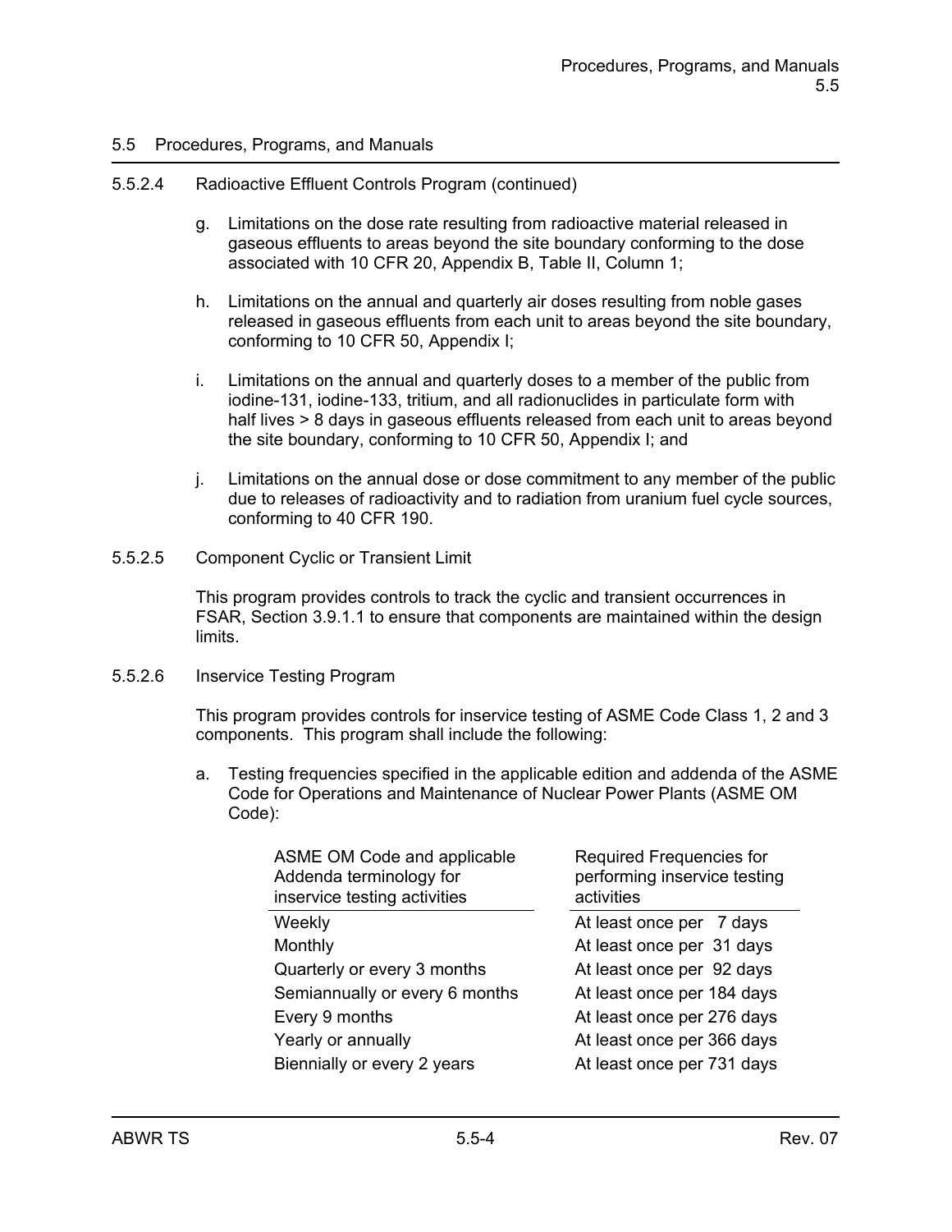## 5.5 Procedures, Programs, and Manuals

### 5.5.2.4 Radioactive Effluent Controls Program (continued)

g. Limitations on the dose rate resulting from radioactive material released in gaseous effluents to areas beyond the site boundary conforming to the dose associated with 10 CFR 20, Appendix B, Table II, Column 1;

h. Limitations on the annual and quarterly air doses resulting from noble gases released in gaseous effluents from each unit to areas beyond the site boundary, conforming to 10 CFR 50, Appendix I;

i. Limitations on the annual and quarterly doses to a member of the public from iodine-131, iodine-133, tritium, and all radionuclides in particulate form with half lives > 8 days in gaseous effluents released from each unit to areas beyond the site boundary, conforming to 10 CFR 50, Appendix I; and

j. Limitations on the annual dose or dose commitment to any member of the public due to releases of radioactivity and to radiation from uranium fuel cycle sources, conforming to 40 CFR 190.

### 5.5.2.5 Component Cyclic or Transient Limit

This program provides controls to track the cyclic and transient occurrences in FSAR, Section 3.9.1.1 to ensure that components are maintained within the design limits.

### 5.5.2.6 Inservice Testing Program

This program provides controls for inservice testing of ASME Code Class 1, 2 and 3 components. This program shall include the following:

a. Testing frequencies specified in the applicable edition and addenda of the ASME Code for Operations and Maintenance of Nuclear Power Plants (ASME OM Code):

| ASME OM Code and applicable Addenda terminology for inservice testing activities | Required Frequencies for performing inservice testing activities |
|---|---|
| Weekly | At least once per 7 days |
| Monthly | At least once per 31 days |
| Quarterly or every 3 months | At least once per 92 days |
| Semiannually or every 6 months | At least once per 184 days |
| Every 9 months | At least once per 276 days |
| Yearly or annually | At least once per 366 days |
| Biennially or every 2 years | At least once per 731 days |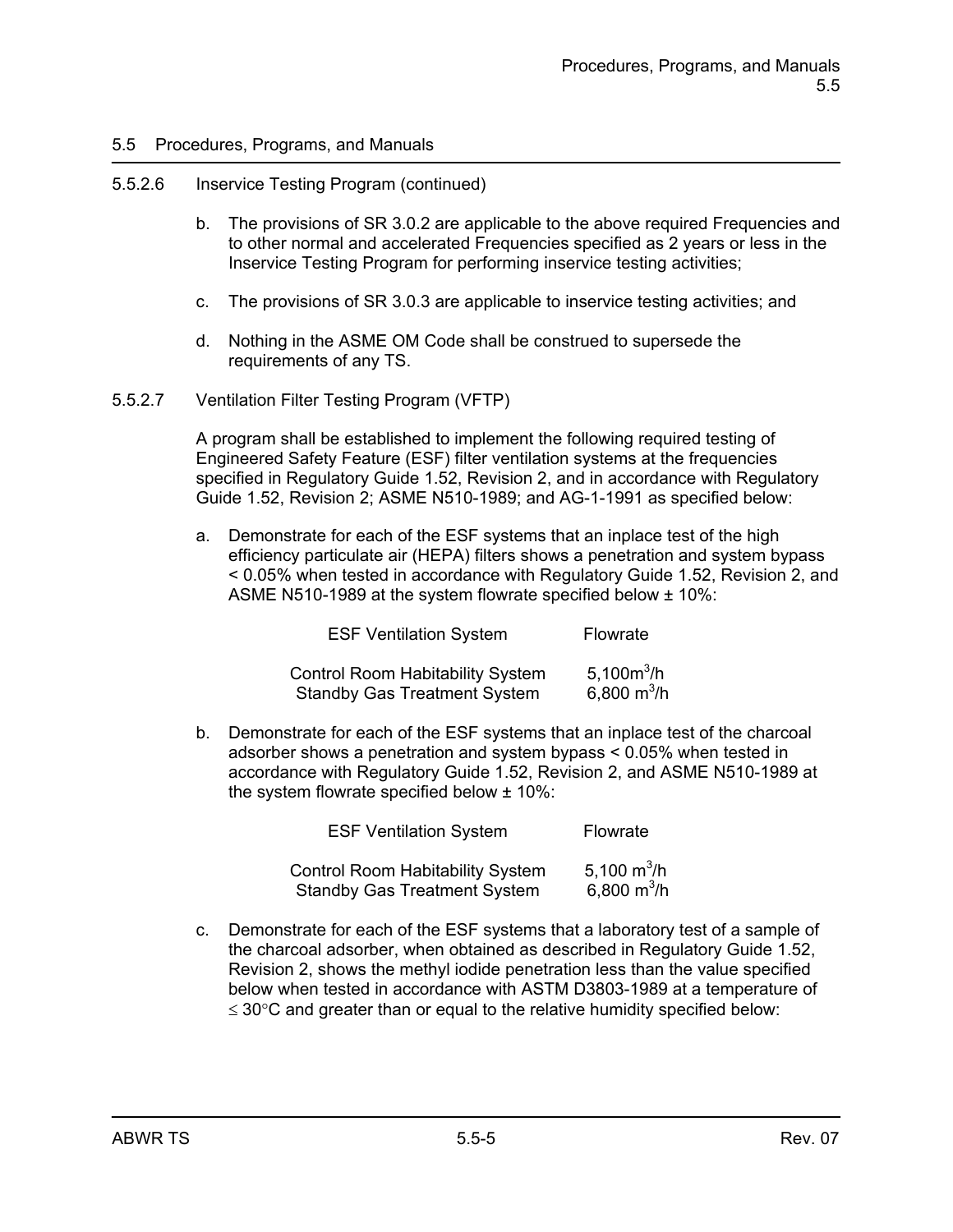## 5.5 Procedures, Programs, and Manuals

5.5.2.6 Inservice Testing Program (continued)

b. The provisions of SR 3.0.2 are applicable to the above required Frequencies and to other normal and accelerated Frequencies specified as 2 years or less in the Inservice Testing Program for performing inservice testing activities;

c. The provisions of SR 3.0.3 are applicable to inservice testing activities; and

d. Nothing in the ASME OM Code shall be construed to supersede the requirements of any TS.

5.5.2.7 Ventilation Filter Testing Program (VFTP)

A program shall be established to implement the following required testing of Engineered Safety Feature (ESF) filter ventilation systems at the frequencies specified in Regulatory Guide 1.52, Revision 2, and in accordance with Regulatory Guide 1.52, Revision 2; ASME N510-1989; and AG-1-1991 as specified below:

a. Demonstrate for each of the ESF systems that an inplace test of the high efficiency particulate air (HEPA) filters shows a penetration and system bypass < 0.05% when tested in accordance with Regulatory Guide 1.52, Revision 2, and ASME N510-1989 at the system flowrate specified below ± 10%:

| ESF Ventilation System | Flowrate |
| --- | --- |
| Control Room Habitability System | 5,100$m^3$/h |
| Standby Gas Treatment System | 6,800 $m^3$/h |

b. Demonstrate for each of the ESF systems that an inplace test of the charcoal adsorber shows a penetration and system bypass < 0.05% when tested in accordance with Regulatory Guide 1.52, Revision 2, and ASME N510-1989 at the system flowrate specified below ± 10%:

| ESF Ventilation System | Flowrate |
| --- | --- |
| Control Room Habitability System | 5,100 $m^3$/h |
| Standby Gas Treatment System | 6,800 $m^3$/h |

c. Demonstrate for each of the ESF systems that a laboratory test of a sample of the charcoal adsorber, when obtained as described in Regulatory Guide 1.52, Revision 2, shows the methyl iodide penetration less than the value specified below when tested in accordance with ASTM D3803-1989 at a temperature of $\leq$ 30°C and greater than or equal to the relative humidity specified below: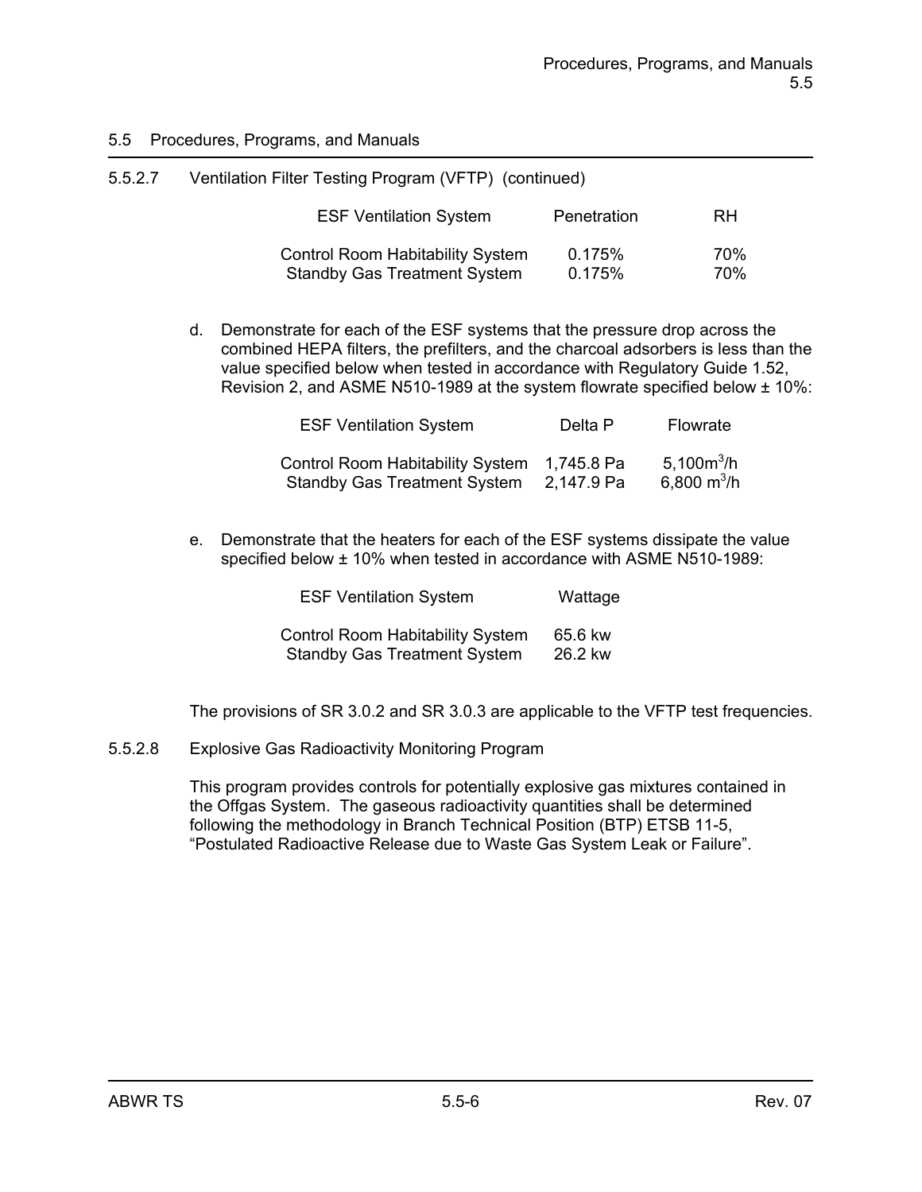## 5.5 Procedures, Programs, and Manuals

### 5.5.2.7 Ventilation Filter Testing Program (VFTP) (continued)

| ESF Ventilation System | Penetration | RH |
|---|---|---|
| Control Room Habitability System | 0.175% | 70% |
| Standby Gas Treatment System | 0.175% | 70% |

d. Demonstrate for each of the ESF systems that the pressure drop across the combined HEPA filters, the prefilters, and the charcoal adsorbers is less than the value specified below when tested in accordance with Regulatory Guide 1.52, Revision 2, and ASME N510-1989 at the system flowrate specified below ± 10%:

| ESF Ventilation System | Delta P | Flowrate |
|---|---|---|
| Control Room Habitability System | 1,745.8 Pa | 5,100$m^3$/h |
| Standby Gas Treatment System | 2,147.9 Pa | 6,800 $m^3$/h |

e. Demonstrate that the heaters for each of the ESF systems dissipate the value specified below ± 10% when tested in accordance with ASME N510-1989:

| ESF Ventilation System | Wattage |
|---|---|
| Control Room Habitability System | 65.6 kw |
| Standby Gas Treatment System | 26.2 kw |

The provisions of SR 3.0.2 and SR 3.0.3 are applicable to the VFTP test frequencies.

### 5.5.2.8 Explosive Gas Radioactivity Monitoring Program

This program provides controls for potentially explosive gas mixtures contained in the Offgas System. The gaseous radioactivity quantities shall be determined following the methodology in Branch Technical Position (BTP) ETSB 11-5, "Postulated Radioactive Release due to Waste Gas System Leak or Failure".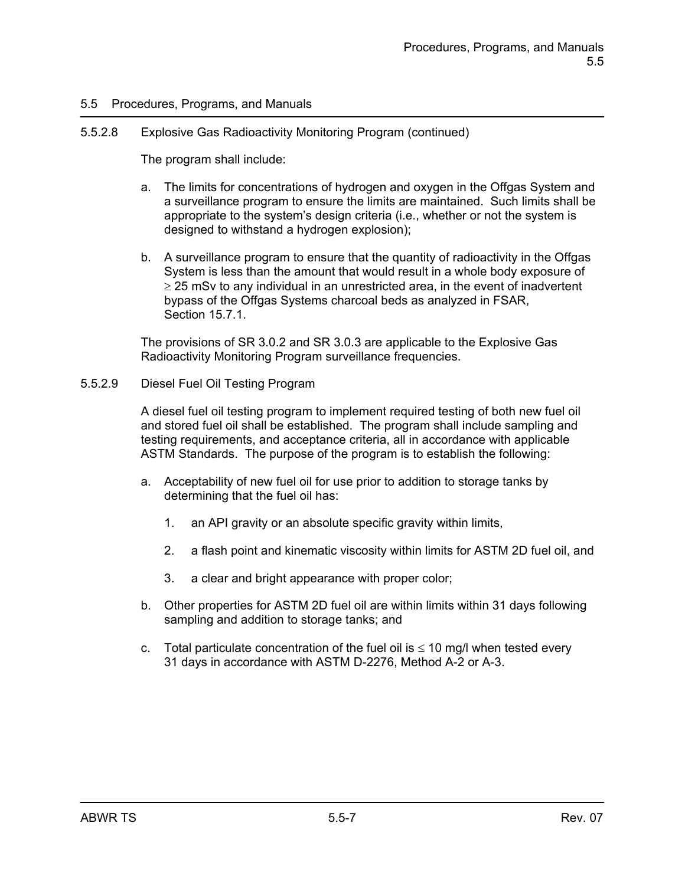## 5.5 Procedures, Programs, and Manuals

### 5.5.2.8 Explosive Gas Radioactivity Monitoring Program (continued)

The program shall include:

a. The limits for concentrations of hydrogen and oxygen in the Offgas System and a surveillance program to ensure the limits are maintained. Such limits shall be appropriate to the system's design criteria (i.e., whether or not the system is designed to withstand a hydrogen explosion);

b. A surveillance program to ensure that the quantity of radioactivity in the Offgas System is less than the amount that would result in a whole body exposure of $\geq$ 25 mSv to any individual in an unrestricted area, in the event of inadvertent bypass of the Offgas Systems charcoal beds as analyzed in FSAR, Section 15.7.1.

The provisions of SR 3.0.2 and SR 3.0.3 are applicable to the Explosive Gas Radioactivity Monitoring Program surveillance frequencies.

### 5.5.2.9 Diesel Fuel Oil Testing Program

A diesel fuel oil testing program to implement required testing of both new fuel oil and stored fuel oil shall be established. The program shall include sampling and testing requirements, and acceptance criteria, all in accordance with applicable ASTM Standards. The purpose of the program is to establish the following:

a. Acceptability of new fuel oil for use prior to addition to storage tanks by determining that the fuel oil has:

   1. an API gravity or an absolute specific gravity within limits,

   2. a flash point and kinematic viscosity within limits for ASTM 2D fuel oil, and

   3. a clear and bright appearance with proper color;

b. Other properties for ASTM 2D fuel oil are within limits within 31 days following sampling and addition to storage tanks; and

c. Total particulate concentration of the fuel oil is $\leq$ 10 mg/l when tested every 31 days in accordance with ASTM D-2276, Method A-2 or A-3.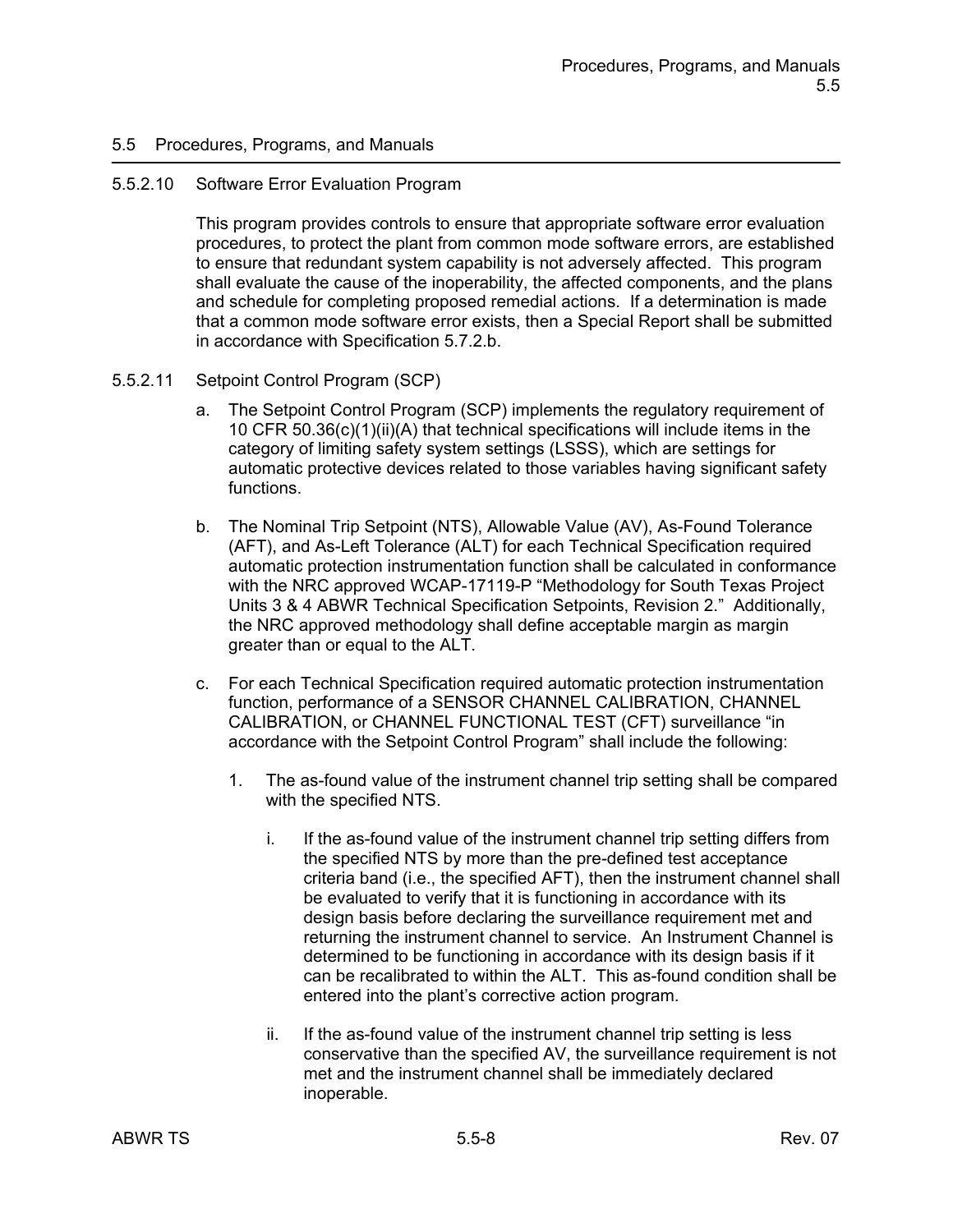## 5.5 Procedures, Programs, and Manuals

### 5.5.2.10 Software Error Evaluation Program

This program provides controls to ensure that appropriate software error evaluation procedures, to protect the plant from common mode software errors, are established to ensure that redundant system capability is not adversely affected. This program shall evaluate the cause of the inoperability, the affected components, and the plans and schedule for completing proposed remedial actions. If a determination is made that a common mode software error exists, then a Special Report shall be submitted in accordance with Specification 5.7.2.b.

### 5.5.2.11 Setpoint Control Program (SCP)

a. The Setpoint Control Program (SCP) implements the regulatory requirement of 10 CFR 50.36(c)(1)(ii)(A) that technical specifications will include items in the category of limiting safety system settings (LSSS), which are settings for automatic protective devices related to those variables having significant safety functions.

b. The Nominal Trip Setpoint (NTS), Allowable Value (AV), As-Found Tolerance (AFT), and As-Left Tolerance (ALT) for each Technical Specification required automatic protection instrumentation function shall be calculated in conformance with the NRC approved WCAP-17119-P "Methodology for South Texas Project Units 3 & 4 ABWR Technical Specification Setpoints, Revision 2." Additionally, the NRC approved methodology shall define acceptable margin as margin greater than or equal to the ALT.

c. For each Technical Specification required automatic protection instrumentation function, performance of a SENSOR CHANNEL CALIBRATION, CHANNEL CALIBRATION, or CHANNEL FUNCTIONAL TEST (CFT) surveillance "in accordance with the Setpoint Control Program" shall include the following:

   1. The as-found value of the instrument channel trip setting shall be compared with the specified NTS.

      i. If the as-found value of the instrument channel trip setting differs from the specified NTS by more than the pre-defined test acceptance criteria band (i.e., the specified AFT), then the instrument channel shall be evaluated to verify that it is functioning in accordance with its design basis before declaring the surveillance requirement met and returning the instrument channel to service. An Instrument Channel is determined to be functioning in accordance with its design basis if it can be recalibrated to within the ALT. This as-found condition shall be entered into the plant's corrective action program.

      ii. If the as-found value of the instrument channel trip setting is less conservative than the specified AV, the surveillance requirement is not met and the instrument channel shall be immediately declared inoperable.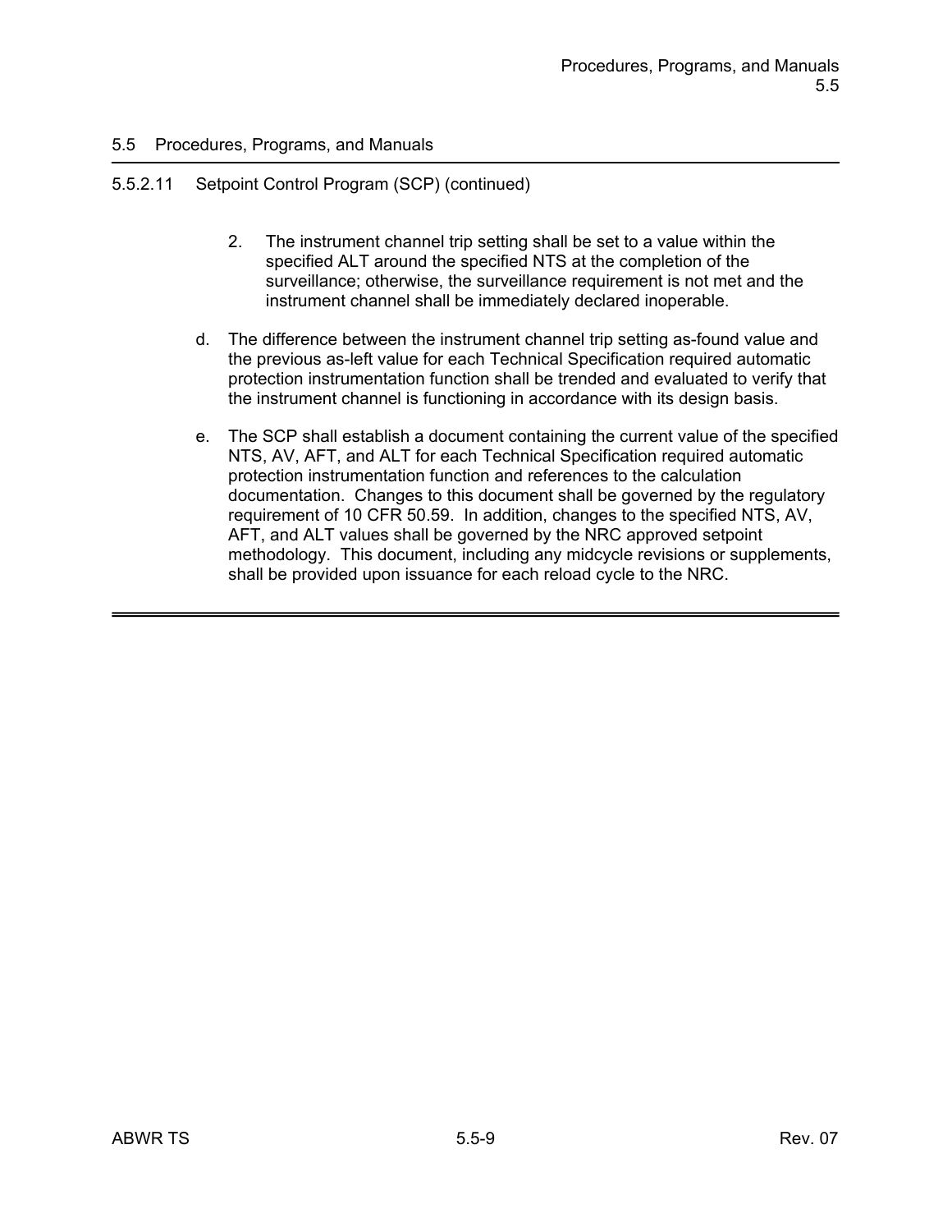## 5.5 Procedures, Programs, and Manuals

### 5.5.2.11 Setpoint Control Program (SCP) (continued)

2. The instrument channel trip setting shall be set to a value within the specified ALT around the specified NTS at the completion of the surveillance; otherwise, the surveillance requirement is not met and the instrument channel shall be immediately declared inoperable.

d. The difference between the instrument channel trip setting as-found value and the previous as-left value for each Technical Specification required automatic protection instrumentation function shall be trended and evaluated to verify that the instrument channel is functioning in accordance with its design basis.

e. The SCP shall establish a document containing the current value of the specified NTS, AV, AFT, and ALT for each Technical Specification required automatic protection instrumentation function and references to the calculation documentation. Changes to this document shall be governed by the regulatory requirement of 10 CFR 50.59. In addition, changes to the specified NTS, AV, AFT, and ALT values shall be governed by the NRC approved setpoint methodology. This document, including any midcycle revisions or supplements, shall be provided upon issuance for each reload cycle to the NRC.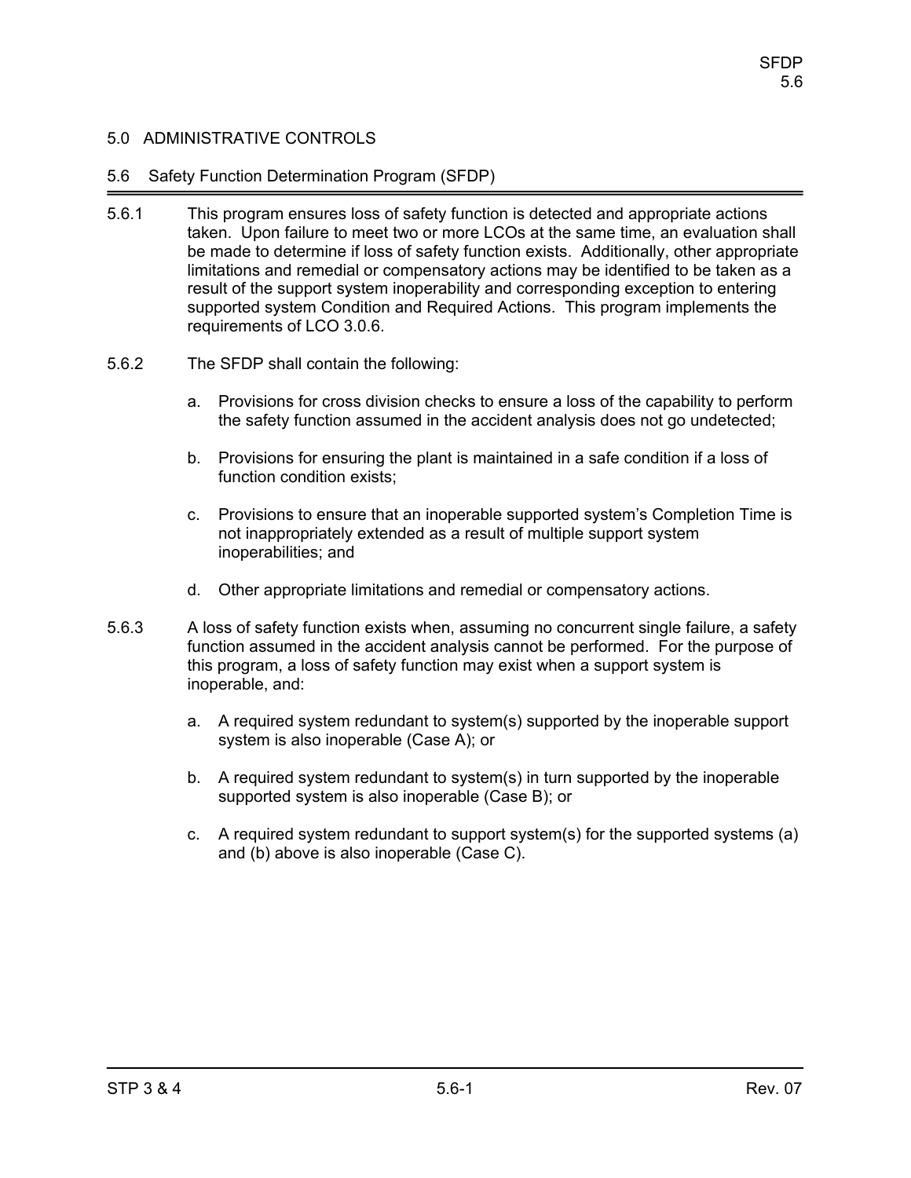## 5.0 ADMINISTRATIVE CONTROLS

### 5.6 Safety Function Determination Program (SFDP)

5.6.1 This program ensures loss of safety function is detected and appropriate actions taken. Upon failure to meet two or more LCOs at the same time, an evaluation shall be made to determine if loss of safety function exists. Additionally, other appropriate limitations and remedial or compensatory actions may be identified to be taken as a result of the support system inoperability and corresponding exception to entering supported system Condition and Required Actions. This program implements the requirements of LCO 3.0.6.

5.6.2 The SFDP shall contain the following:

a. Provisions for cross division checks to ensure a loss of the capability to perform the safety function assumed in the accident analysis does not go undetected;

b. Provisions for ensuring the plant is maintained in a safe condition if a loss of function condition exists;

c. Provisions to ensure that an inoperable supported system's Completion Time is not inappropriately extended as a result of multiple support system inoperabilities; and

d. Other appropriate limitations and remedial or compensatory actions.

5.6.3 A loss of safety function exists when, assuming no concurrent single failure, a safety function assumed in the accident analysis cannot be performed. For the purpose of this program, a loss of safety function may exist when a support system is inoperable, and:

a. A required system redundant to system(s) supported by the inoperable support system is also inoperable (Case A); or

b. A required system redundant to system(s) in turn supported by the inoperable supported system is also inoperable (Case B); or

c. A required system redundant to support system(s) for the supported systems (a) and (b) above is also inoperable (Case C).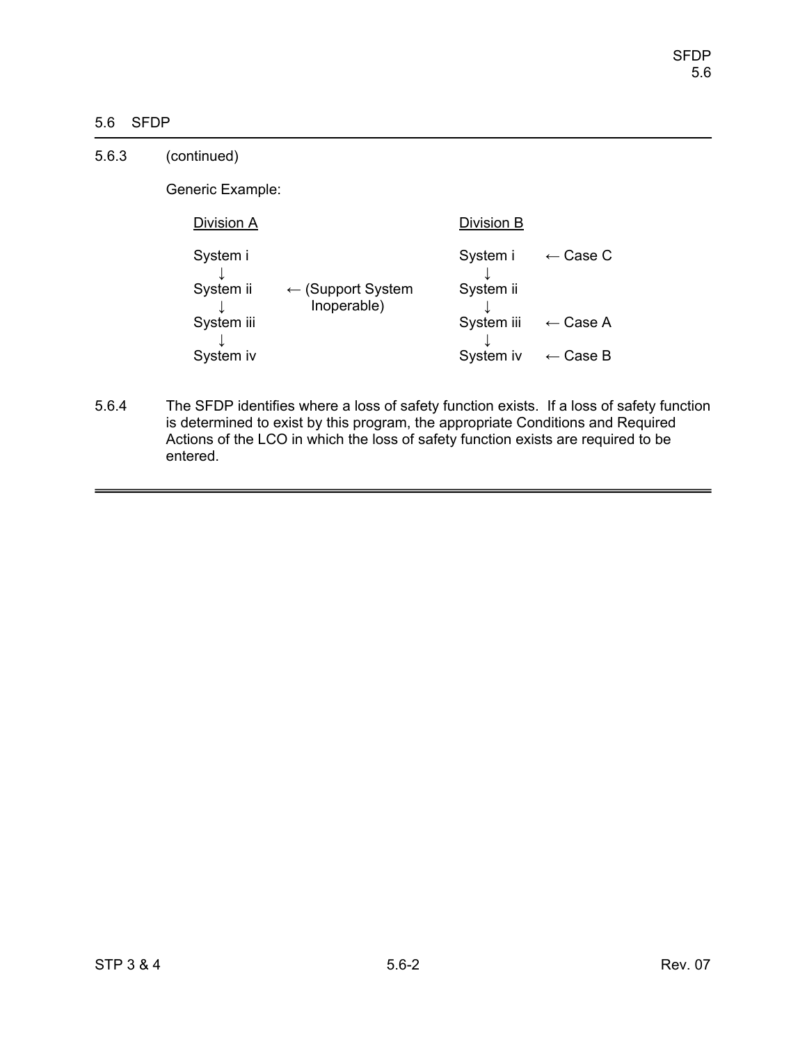## 5.6 SFDP

5.6.3 (continued)

Generic Example:

```
Division A                                      Division B

System i                                        System i     ← Case C
   ↓                                               ↓
System ii     ← (Support System                 System ii
   ↓              Inoperable)                      ↓
System iii                                      System iii   ← Case A
   ↓                                               ↓
System iv                                       System iv    ← Case B
```

5.6.4 The SFDP identifies where a loss of safety function exists. If a loss of safety function is determined to exist by this program, the appropriate Conditions and Required Actions of the LCO in which the loss of safety function exists are required to be entered.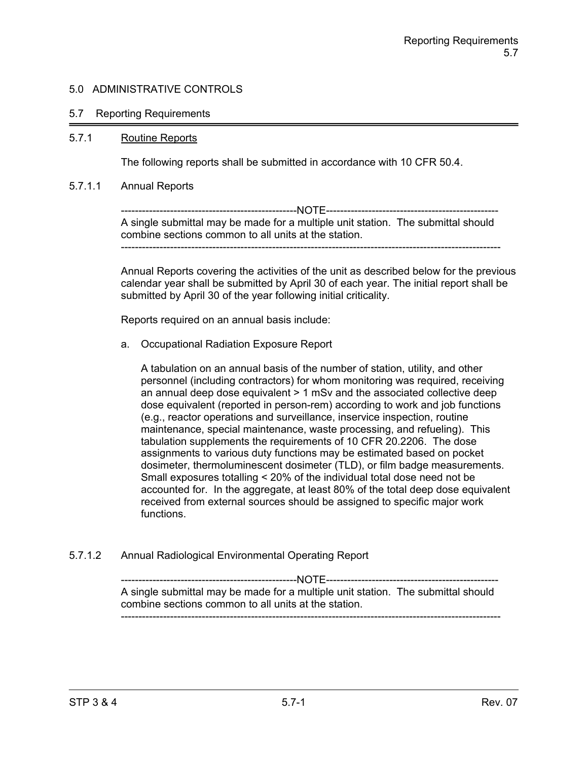## 5.0 ADMINISTRATIVE CONTROLS

### 5.7 Reporting Requirements

5.7.1 Routine Reports

The following reports shall be submitted in accordance with 10 CFR 50.4.

5.7.1.1 Annual Reports

---NOTE---
A single submittal may be made for a multiple unit station. The submittal should combine sections common to all units at the station.

---

Annual Reports covering the activities of the unit as described below for the previous calendar year shall be submitted by April 30 of each year. The initial report shall be submitted by April 30 of the year following initial criticality.

Reports required on an annual basis include:

a. Occupational Radiation Exposure Report

A tabulation on an annual basis of the number of station, utility, and other personnel (including contractors) for whom monitoring was required, receiving an annual deep dose equivalent > 1 mSv and the associated collective deep dose equivalent (reported in person-rem) according to work and job functions (e.g., reactor operations and surveillance, inservice inspection, routine maintenance, special maintenance, waste processing, and refueling). This tabulation supplements the requirements of 10 CFR 20.2206. The dose assignments to various duty functions may be estimated based on pocket dosimeter, thermoluminescent dosimeter (TLD), or film badge measurements. Small exposures totalling < 20% of the individual total dose need not be accounted for. In the aggregate, at least 80% of the total deep dose equivalent received from external sources should be assigned to specific major work functions.

5.7.1.2 Annual Radiological Environmental Operating Report

---NOTE---
A single submittal may be made for a multiple unit station. The submittal should combine sections common to all units at the station.

---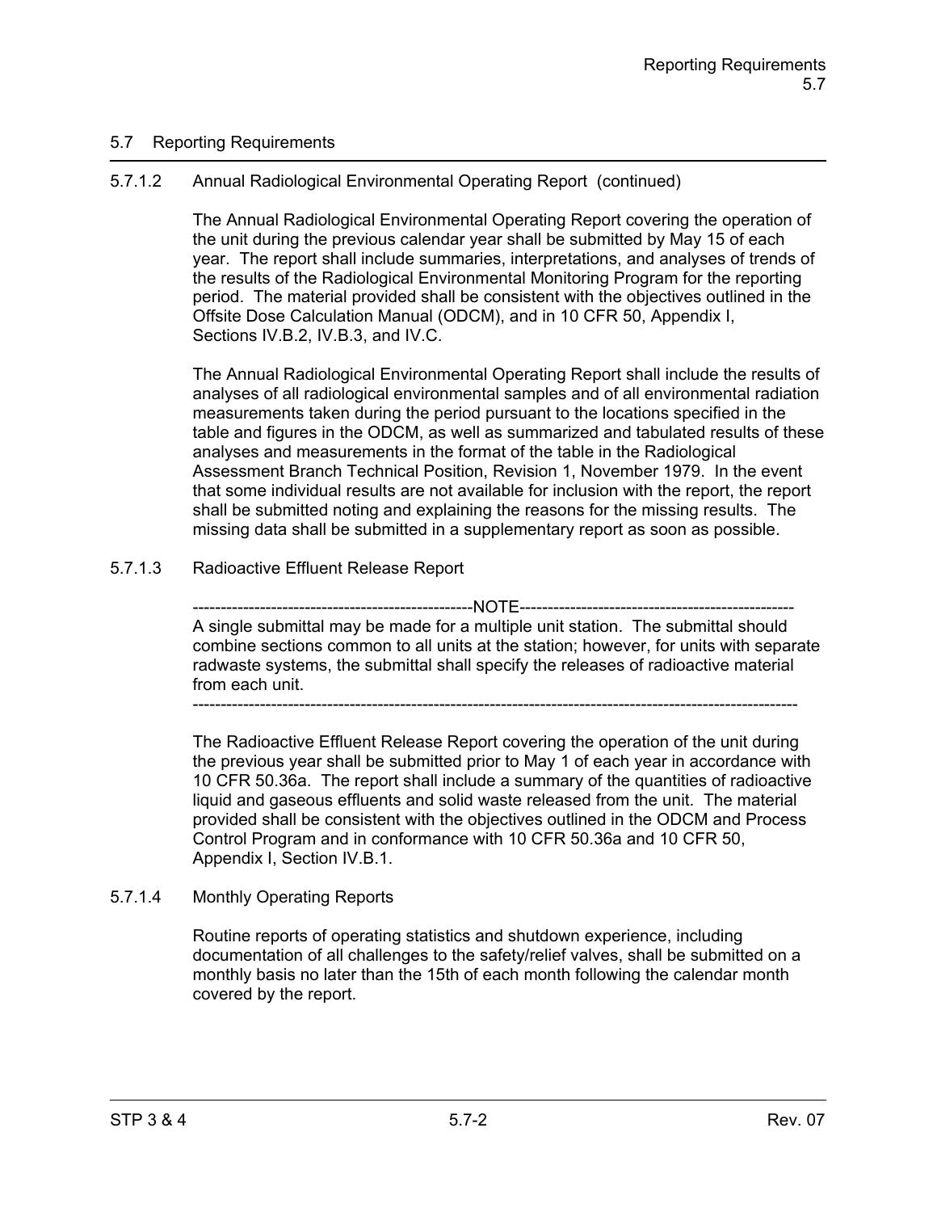## 5.7 Reporting Requirements

### 5.7.1.2 Annual Radiological Environmental Operating Report (continued)

The Annual Radiological Environmental Operating Report covering the operation of the unit during the previous calendar year shall be submitted by May 15 of each year. The report shall include summaries, interpretations, and analyses of trends of the results of the Radiological Environmental Monitoring Program for the reporting period. The material provided shall be consistent with the objectives outlined in the Offsite Dose Calculation Manual (ODCM), and in 10 CFR 50, Appendix I, Sections IV.B.2, IV.B.3, and IV.C.

The Annual Radiological Environmental Operating Report shall include the results of analyses of all radiological environmental samples and of all environmental radiation measurements taken during the period pursuant to the locations specified in the table and figures in the ODCM, as well as summarized and tabulated results of these analyses and measurements in the format of the table in the Radiological Assessment Branch Technical Position, Revision 1, November 1979. In the event that some individual results are not available for inclusion with the report, the report shall be submitted noting and explaining the reasons for the missing results. The missing data shall be submitted in a supplementary report as soon as possible.

### 5.7.1.3 Radioactive Effluent Release Report

-------------------------------------------------NOTE-------------------------------------------------

A single submittal may be made for a multiple unit station. The submittal should combine sections common to all units at the station; however, for units with separate radwaste systems, the submittal shall specify the releases of radioactive material from each unit.

-------------------------------------------------------------------------------------------------------------

The Radioactive Effluent Release Report covering the operation of the unit during the previous year shall be submitted prior to May 1 of each year in accordance with 10 CFR 50.36a. The report shall include a summary of the quantities of radioactive liquid and gaseous effluents and solid waste released from the unit. The material provided shall be consistent with the objectives outlined in the ODCM and Process Control Program and in conformance with 10 CFR 50.36a and 10 CFR 50, Appendix I, Section IV.B.1.

### 5.7.1.4 Monthly Operating Reports

Routine reports of operating statistics and shutdown experience, including documentation of all challenges to the safety/relief valves, shall be submitted on a monthly basis no later than the 15th of each month following the calendar month covered by the report.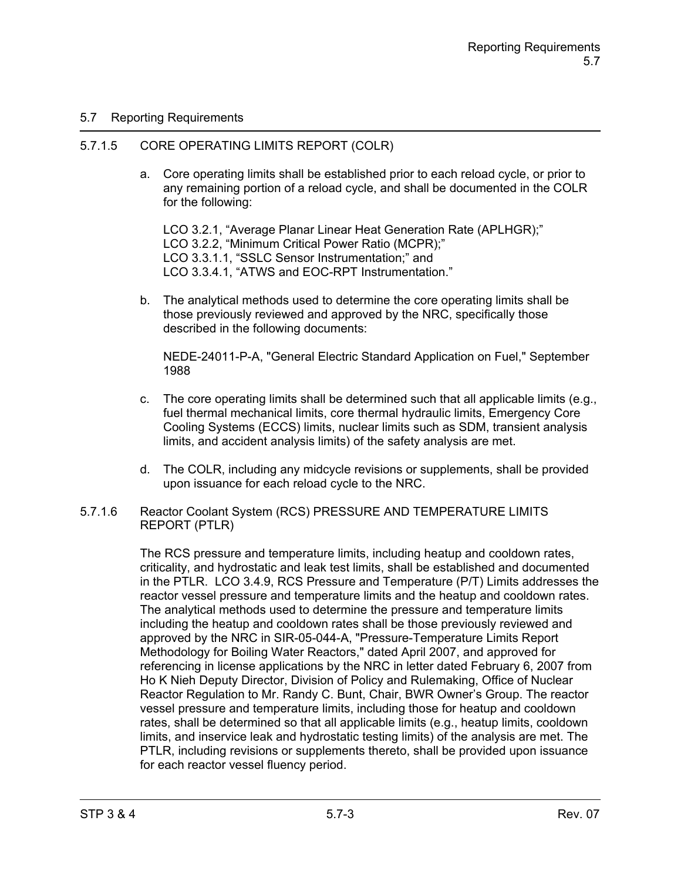## 5.7 Reporting Requirements

### 5.7.1.5 CORE OPERATING LIMITS REPORT (COLR)

a. Core operating limits shall be established prior to each reload cycle, or prior to any remaining portion of a reload cycle, and shall be documented in the COLR for the following:

   LCO 3.2.1, "Average Planar Linear Heat Generation Rate (APLHGR);"
   LCO 3.2.2, "Minimum Critical Power Ratio (MCPR);"
   LCO 3.3.1.1, "SSLC Sensor Instrumentation;" and
   LCO 3.3.4.1, "ATWS and EOC-RPT Instrumentation."

b. The analytical methods used to determine the core operating limits shall be those previously reviewed and approved by the NRC, specifically those described in the following documents:

   NEDE-24011-P-A, "General Electric Standard Application on Fuel," September 1988

c. The core operating limits shall be determined such that all applicable limits (e.g., fuel thermal mechanical limits, core thermal hydraulic limits, Emergency Core Cooling Systems (ECCS) limits, nuclear limits such as SDM, transient analysis limits, and accident analysis limits) of the safety analysis are met.

d. The COLR, including any midcycle revisions or supplements, shall be provided upon issuance for each reload cycle to the NRC.

### 5.7.1.6 Reactor Coolant System (RCS) PRESSURE AND TEMPERATURE LIMITS REPORT (PTLR)

The RCS pressure and temperature limits, including heatup and cooldown rates, criticality, and hydrostatic and leak test limits, shall be established and documented in the PTLR. LCO 3.4.9, RCS Pressure and Temperature (P/T) Limits addresses the reactor vessel pressure and temperature limits and the heatup and cooldown rates. The analytical methods used to determine the pressure and temperature limits including the heatup and cooldown rates shall be those previously reviewed and approved by the NRC in SIR-05-044-A, "Pressure-Temperature Limits Report Methodology for Boiling Water Reactors," dated April 2007, and approved for referencing in license applications by the NRC in letter dated February 6, 2007 from Ho K Nieh Deputy Director, Division of Policy and Rulemaking, Office of Nuclear Reactor Regulation to Mr. Randy C. Bunt, Chair, BWR Owner's Group. The reactor vessel pressure and temperature limits, including those for heatup and cooldown rates, shall be determined so that all applicable limits (e.g., heatup limits, cooldown limits, and inservice leak and hydrostatic testing limits) of the analysis are met. The PTLR, including revisions or supplements thereto, shall be provided upon issuance for each reactor vessel fluency period.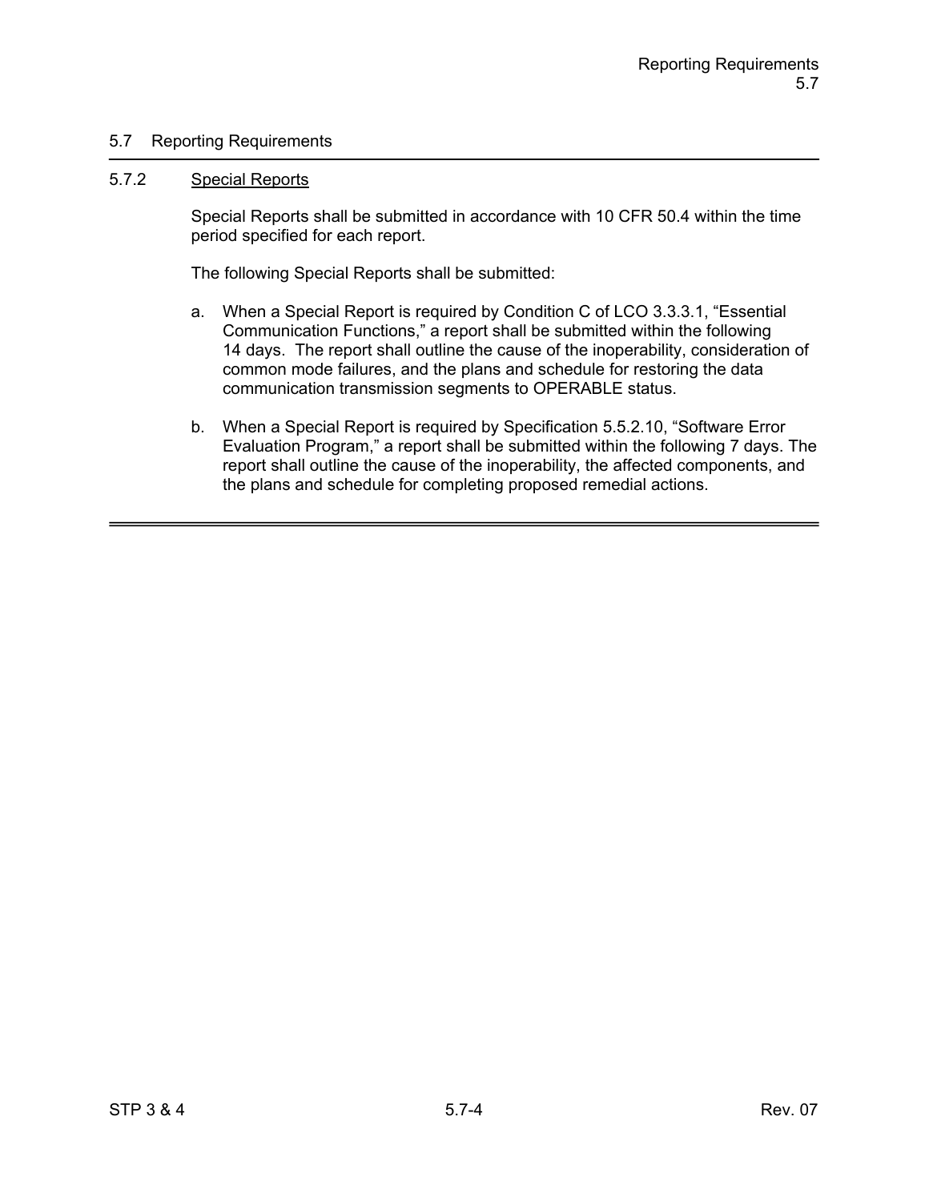## 5.7 Reporting Requirements

### 5.7.2 Special Reports

Special Reports shall be submitted in accordance with 10 CFR 50.4 within the time period specified for each report.

The following Special Reports shall be submitted:

a. When a Special Report is required by Condition C of LCO 3.3.3.1, "Essential Communication Functions," a report shall be submitted within the following 14 days. The report shall outline the cause of the inoperability, consideration of common mode failures, and the plans and schedule for restoring the data communication transmission segments to OPERABLE status.

b. When a Special Report is required by Specification 5.5.2.10, "Software Error Evaluation Program," a report shall be submitted within the following 7 days. The report shall outline the cause of the inoperability, the affected components, and the plans and schedule for completing proposed remedial actions.